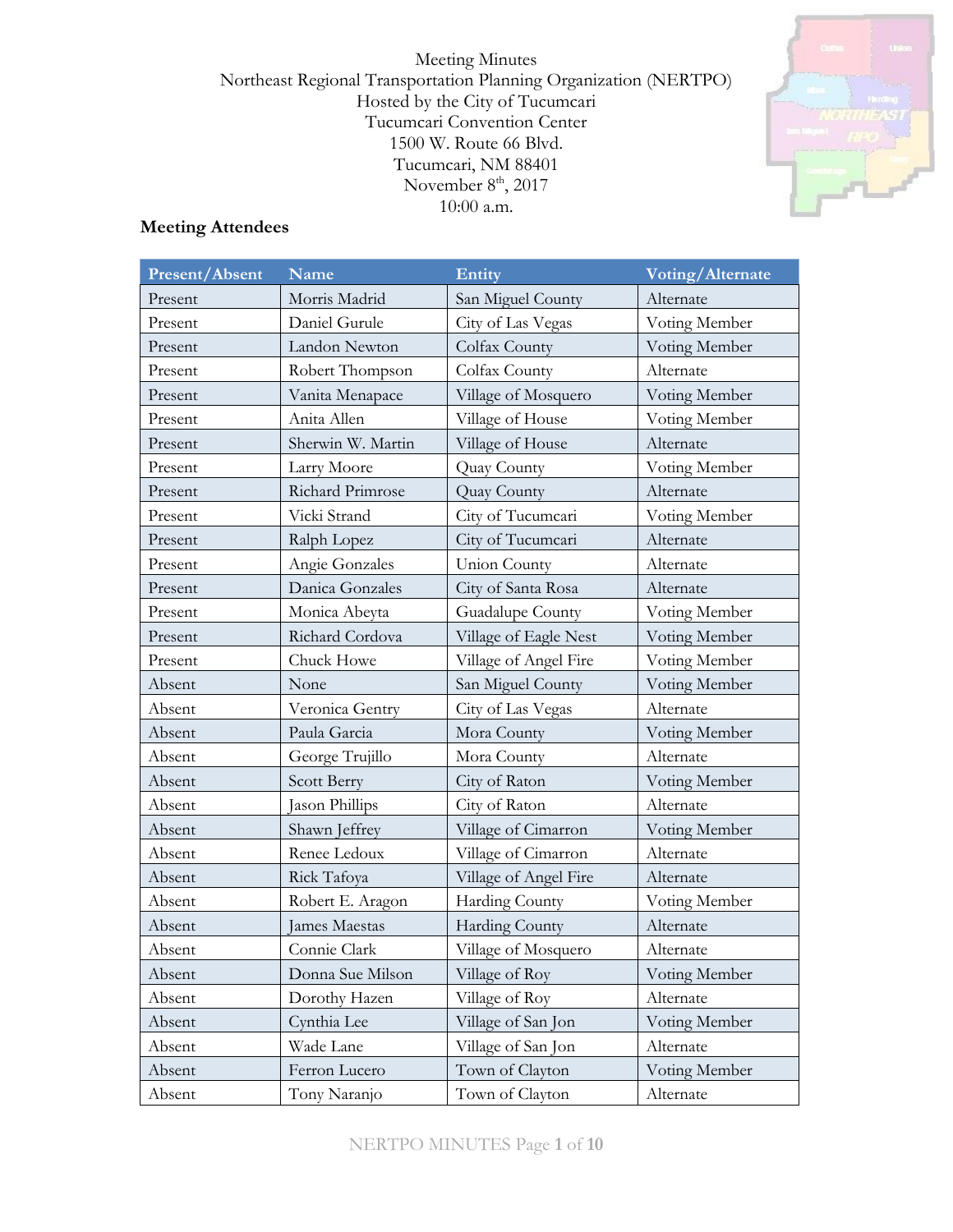Meeting Minutes
Northeast Regional Transportation Planning Organization (NERTPO)
Hosted by the City of Tucumcari
Tucumcari Convention Center
1500 W. Route 66 Blvd.
Tucumcari, NM 88401
November 8th, 2017
10:00 a.m.

## Meeting Attendees

| Present/Absent | Name | Entity | Voting/Alternate |
|---|---|---|---|
| Present | Morris Madrid | San Miguel County | Alternate |
| Present | Daniel Gurule | City of Las Vegas | Voting Member |
| Present | Landon Newton | Colfax County | Voting Member |
| Present | Robert Thompson | Colfax County | Alternate |
| Present | Vanita Menapace | Village of Mosquero | Voting Member |
| Present | Anita Allen | Village of House | Voting Member |
| Present | Sherwin W. Martin | Village of House | Alternate |
| Present | Larry Moore | Quay County | Voting Member |
| Present | Richard Primrose | Quay County | Alternate |
| Present | Vicki Strand | City of Tucumcari | Voting Member |
| Present | Ralph Lopez | City of Tucumcari | Alternate |
| Present | Angie Gonzales | Union County | Alternate |
| Present | Danica Gonzales | City of Santa Rosa | Alternate |
| Present | Monica Abeyta | Guadalupe County | Voting Member |
| Present | Richard Cordova | Village of Eagle Nest | Voting Member |
| Present | Chuck Howe | Village of Angel Fire | Voting Member |
| Absent | None | San Miguel County | Voting Member |
| Absent | Veronica Gentry | City of Las Vegas | Alternate |
| Absent | Paula Garcia | Mora County | Voting Member |
| Absent | George Trujillo | Mora County | Alternate |
| Absent | Scott Berry | City of Raton | Voting Member |
| Absent | Jason Phillips | City of Raton | Alternate |
| Absent | Shawn Jeffrey | Village of Cimarron | Voting Member |
| Absent | Renee Ledoux | Village of Cimarron | Alternate |
| Absent | Rick Tafoya | Village of Angel Fire | Alternate |
| Absent | Robert E. Aragon | Harding County | Voting Member |
| Absent | James Maestas | Harding County | Alternate |
| Absent | Connie Clark | Village of Mosquero | Alternate |
| Absent | Donna Sue Milson | Village of Roy | Voting Member |
| Absent | Dorothy Hazen | Village of Roy | Alternate |
| Absent | Cynthia Lee | Village of San Jon | Voting Member |
| Absent | Wade Lane | Village of San Jon | Alternate |
| Absent | Ferron Lucero | Town of Clayton | Voting Member |
| Absent | Tony Naranjo | Town of Clayton | Alternate |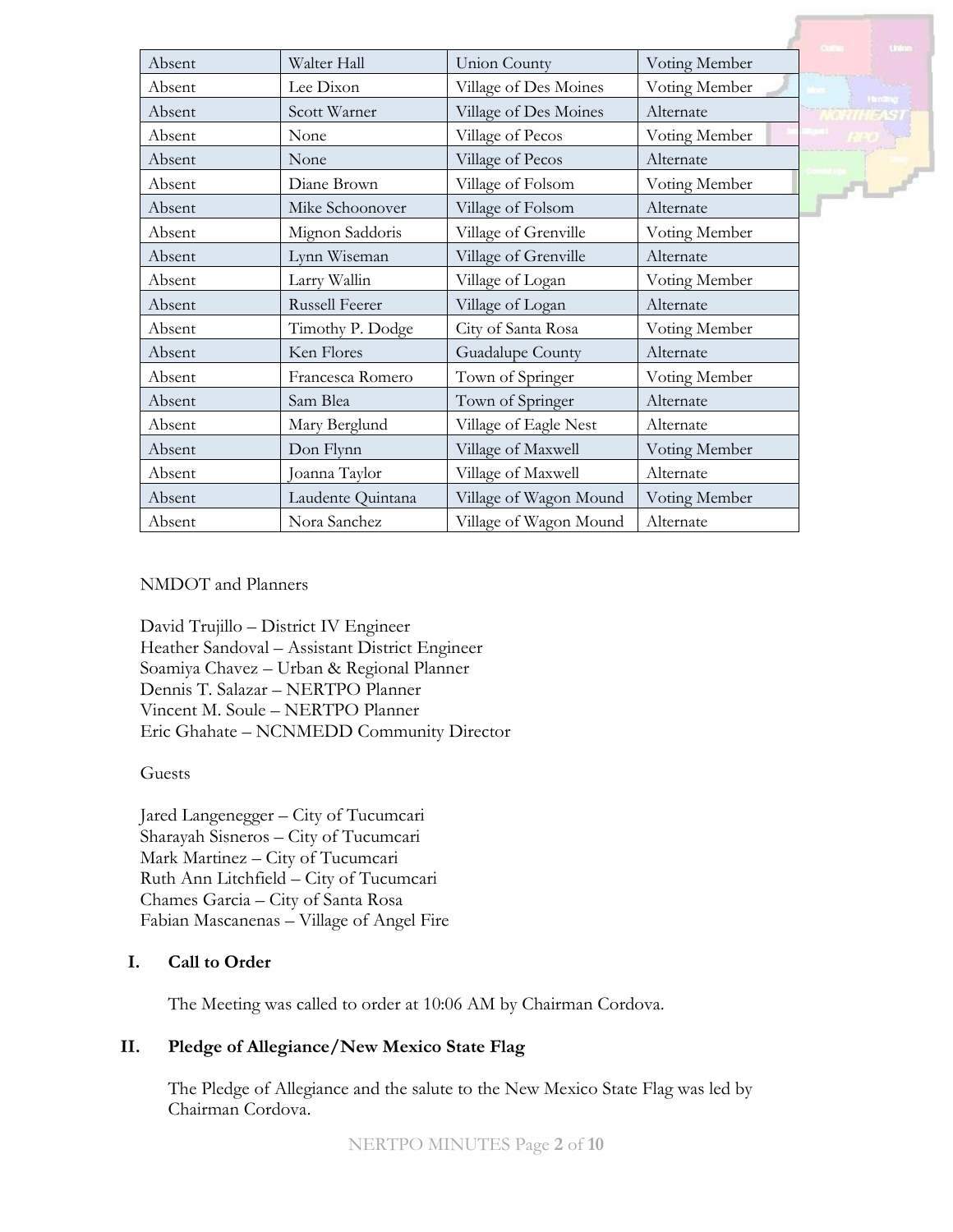| Absent | Walter Hall | Union County | Voting Member |
|---|---|---|---|
| Absent | Lee Dixon | Village of Des Moines | Voting Member |
| Absent | Scott Warner | Village of Des Moines | Alternate |
| Absent | None | Village of Pecos | Voting Member |
| Absent | None | Village of Pecos | Alternate |
| Absent | Diane Brown | Village of Folsom | Voting Member |
| Absent | Mike Schoonover | Village of Folsom | Alternate |
| Absent | Mignon Saddoris | Village of Grenville | Voting Member |
| Absent | Lynn Wiseman | Village of Grenville | Alternate |
| Absent | Larry Wallin | Village of Logan | Voting Member |
| Absent | Russell Feerer | Village of Logan | Alternate |
| Absent | Timothy P. Dodge | City of Santa Rosa | Voting Member |
| Absent | Ken Flores | Guadalupe County | Alternate |
| Absent | Francesca Romero | Town of Springer | Voting Member |
| Absent | Sam Blea | Town of Springer | Alternate |
| Absent | Mary Berglund | Village of Eagle Nest | Alternate |
| Absent | Don Flynn | Village of Maxwell | Voting Member |
| Absent | Joanna Taylor | Village of Maxwell | Alternate |
| Absent | Laudente Quintana | Village of Wagon Mound | Voting Member |
| Absent | Nora Sanchez | Village of Wagon Mound | Alternate |

NMDOT and Planners

David Trujillo – District IV Engineer
Heather Sandoval – Assistant District Engineer
Soamiya Chavez – Urban & Regional Planner
Dennis T. Salazar – NERTPO Planner
Vincent M. Soule – NERTPO Planner
Eric Ghahate – NCNMEDD Community Director

Guests

Jared Langenegger – City of Tucumcari
Sharayah Sisneros – City of Tucumcari
Mark Martinez – City of Tucumcari
Ruth Ann Litchfield – City of Tucumcari
Chames Garcia – City of Santa Rosa
Fabian Mascanenas – Village of Angel Fire

## I. Call to Order

The Meeting was called to order at 10:06 AM by Chairman Cordova.

## II. Pledge of Allegiance/New Mexico State Flag

The Pledge of Allegiance and the salute to the New Mexico State Flag was led by Chairman Cordova.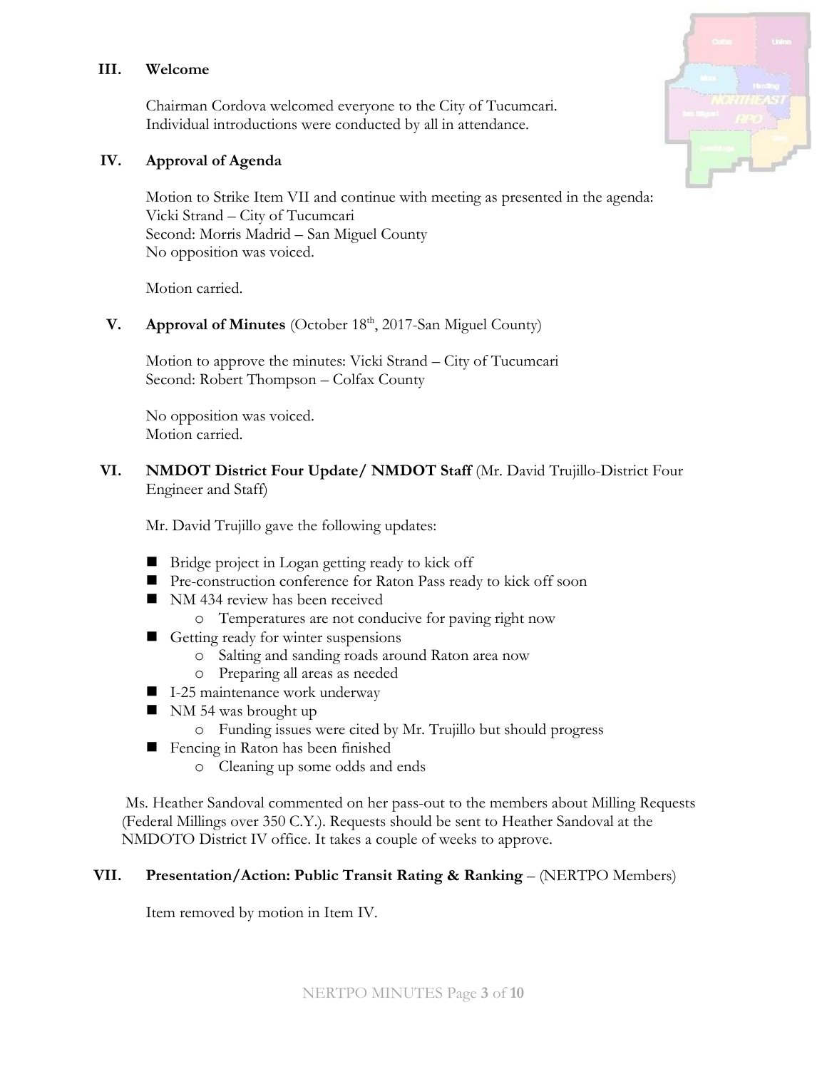## III. Welcome

Chairman Cordova welcomed everyone to the City of Tucumcari.
Individual introductions were conducted by all in attendance.

## IV. Approval of Agenda

Motion to Strike Item VII and continue with meeting as presented in the agenda:
Vicki Strand – City of Tucumcari
Second: Morris Madrid – San Miguel County
No opposition was voiced.

Motion carried.

## V. Approval of Minutes (October 18th, 2017-San Miguel County)

Motion to approve the minutes: Vicki Strand – City of Tucumcari
Second: Robert Thompson – Colfax County

No opposition was voiced.
Motion carried.

## VI. NMDOT District Four Update/ NMDOT Staff (Mr. David Trujillo-District Four Engineer and Staff)

Mr. David Trujillo gave the following updates:

- Bridge project in Logan getting ready to kick off
- Pre-construction conference for Raton Pass ready to kick off soon
- NM 434 review has been received
  - Temperatures are not conducive for paving right now
- Getting ready for winter suspensions
  - Salting and sanding roads around Raton area now
  - Preparing all areas as needed
- I-25 maintenance work underway
- NM 54 was brought up
  - Funding issues were cited by Mr. Trujillo but should progress
- Fencing in Raton has been finished
  - Cleaning up some odds and ends

Ms. Heather Sandoval commented on her pass-out to the members about Milling Requests (Federal Millings over 350 C.Y.). Requests should be sent to Heather Sandoval at the NMDOTO District IV office. It takes a couple of weeks to approve.

## VII. Presentation/Action: Public Transit Rating & Ranking – (NERTPO Members)

Item removed by motion in Item IV.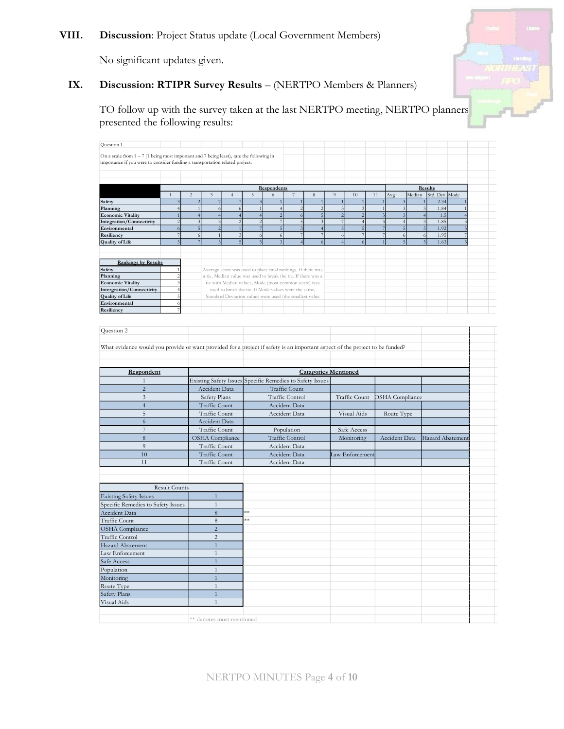**VIII. Discussion**: Project Status update (Local Government Members)

No significant updates given.

**IX. Discussion: RTIPR Survey Results** – (NERTPO Members & Planners)

TO follow up with the survey taken at the last NERTPO meeting, NERTPO planners presented the following results:

Question 1.

On a scale from 1 – 7 (1 being most important and 7 being least), rate the following in importance if you were to consider funding a transportation related project:

| | Respondents | | | | | | | | | | | Results | | | |
|---|---|---|---|---|---|---|---|---|---|---|---|---|---|---|---|
| | 1 | 2 | 3 | 4 | 5 | 6 | 7 | 8 | 9 | 10 | 11 | Avg | Median | Std. Dev. | Mode |
| **Safety** | 3 | 2 | 7 | 7 | 3 | 1 | 1 | 1 | 1 | 1 | 1 | 3 | 1 | 2.34 | 1 |
| **Planning** | 4 | 1 | 6 | 6 | 1 | 4 | 2 | 2 | 3 | 3 | 1 | 3 | 3 | 1.84 | 1 |
| **Economic Vitality** | 1 | 4 | 4 | 4 | 4 | 2 | 6 | 5 | 2 | 2 | 3 | 3 | 4 | 1.5 | 4 |
| **Integration/Connectivity** | 2 | 3 | 3 | 2 | 2 | 7 | 5 | 3 | 7 | 4 | 3 | 4 | 3 | 1.85 | 3 |
| **Environmental** | 6 | 5 | 2 | 1 | 7 | 5 | 3 | 4 | 5 | 5 | 7 | 5 | 5 | 1.92 | 5 |
| **Resiliency** | 7 | 6 | 1 | 3 | 6 | 6 | 7 | 7 | 6 | 7 | 7 | 6 | 6 | 1.95 | 7 |
| **Quality of Life** | 5 | 7 | 5 | 5 | 5 | 3 | 4 | 6 | 4 | 6 | 1 | 5 | 5 | 1.63 | 5 |

| Rankings by Results | |
|---|---|
| **Safety** | 1 |
| **Planning** | 2 |
| **Economic Vitality** | 3 |
| **Intergration/Connectivity** | 4 |
| **Quality of Life** | 5 |
| **Environmental** | 6 |
| **Resiliency** | 7 |

Average score was used to place final rankings. If there was a tie, Median value was used to break the tie. If there was a tie with Median values, Mode (most common score) was used to break the tie. If Mode values were the same, Standard Deviation values were used (the smallest value

Question 2

What evidence would you provide or want provided for a project if safety is an important aspect of the project to be funded?

| Respondent | Catagories Mentioned | | | | |
|---|---|---|---|---|---|
| 1 | Existing Safety Issues | Specific Remedies to Safety Issues | | | |
| 2 | Accident Data | Traffic Count | | | |
| 3 | Safety Plans | Traffic Control | Traffic Count | OSHA Compliance | |
| 4 | Traffic Count | Accident Data | | | |
| 5 | Traffic Count | Accident Data | Visual Aids | Route Type | |
| 6 | Accident Data | | | | |
| 7 | Traffic Count | Population | Safe Access | | |
| 8 | OSHA Compliance | Traffic Control | Monitoring | Accident Data | Hazard Abatement |
| 9 | Traffic Count | Accident Data | | | |
| 10 | Traffic Count | Accident Data | Law Enforcement | | |
| 11 | Traffic Count | Accident Data | | | |

| Result Counts | | |
|---|---|---|
| Existing Safety Issues | 1 | |
| Specific Remedies to Safety Issues | 1 | |
| Accident Data | 8 | ** |
| Traffic Count | 8 | ** |
| OSHA Compliance | 2 | |
| Traffic Control | 2 | |
| Hazard Abatement | 1 | |
| Law Enforcement | 1 | |
| Safe Access | 1 | |
| Population | 1 | |
| Monitoring | 1 | |
| Route Type | 1 | |
| Safety Plans | 1 | |
| Visual Aids | 1 | |

** denotes most mentioned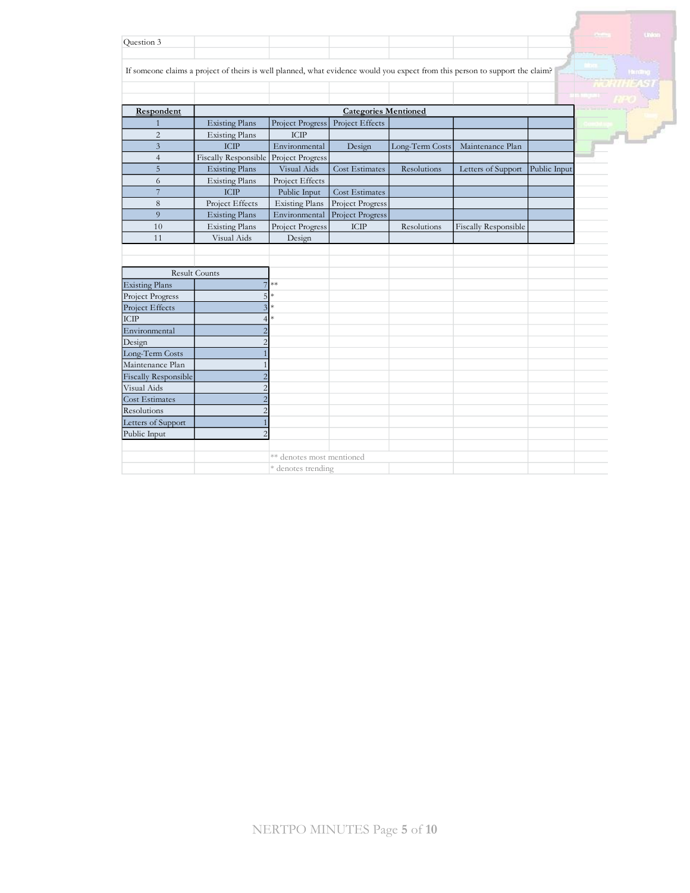Question 3

If someone claims a project of theirs is well planned, what evidence would you expect from this person to support the claim?

| Respondent | Categories Mentioned | | | | | |
|---|---|---|---|---|---|---|
| 1 | Existing Plans | Project Progress | Project Effects | | | |
| 2 | Existing Plans | ICIP | | | | |
| 3 | ICIP | Environmental | Design | Long-Term Costs | Maintenance Plan | |
| 4 | Fiscally Responsible | Project Progress | | | | |
| 5 | Existing Plans | Visual Aids | Cost Estimates | Resolutions | Letters of Support | Public Input |
| 6 | Existing Plans | Project Effects | | | | |
| 7 | ICIP | Public Input | Cost Estimates | | | |
| 8 | Project Effects | Existing Plans | Project Progress | | | |
| 9 | Existing Plans | Environmental | Project Progress | | | |
| 10 | Existing Plans | Project Progress | ICIP | Resolutions | Fiscally Responsible | |
| 11 | Visual Aids | Design | | | | |

| Result Counts | | |
|---|---|---|
| Existing Plans | 7 | ** |
| Project Progress | 5 | * |
| Project Effects | 3 | * |
| ICIP | 4 | * |
| Environmental | 2 | |
| Design | 2 | |
| Long-Term Costs | 1 | |
| Maintenance Plan | 1 | |
| Fiscally Responsible | 2 | |
| Visual Aids | 2 | |
| Cost Estimates | 2 | |
| Resolutions | 2 | |
| Letters of Support | 1 | |
| Public Input | 2 | |

** denotes most mentioned

* denotes trending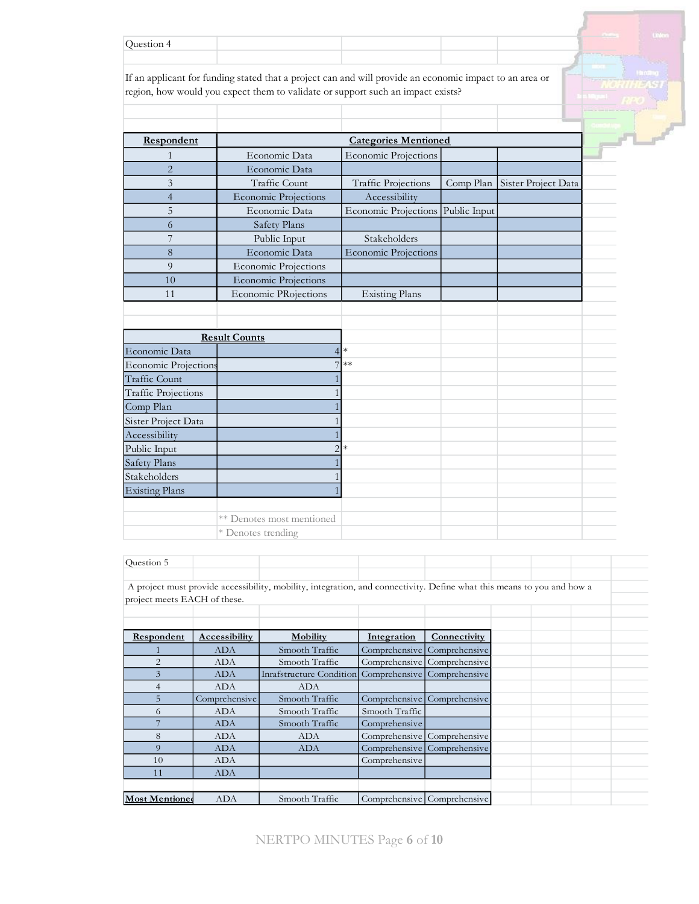Question 4

If an applicant for funding stated that a project can and will provide an economic impact to an area or region, how would you expect them to validate or support such an impact exists?

| Respondent | Categories Mentioned | | | |
|---|---|---|---|---|
| 1 | Economic Data | Economic Projections | | |
| 2 | Economic Data | | | |
| 3 | Traffic Count | Traffic Projections | Comp Plan | Sister Project Data |
| 4 | Economic Projections | Accessibility | | |
| 5 | Economic Data | Economic Projections | Public Input | |
| 6 | Safety Plans | | | |
| 7 | Public Input | Stakeholders | | |
| 8 | Economic Data | Economic Projections | | |
| 9 | Economic Projections | | | |
| 10 | Economic Projections | | | |
| 11 | Economic PRojections | Existing Plans | | |

| Result Counts | | |
|---|---|---|
| Economic Data | 4 | * |
| Economic Projections | 7 | ** |
| Traffic Count | 1 | |
| Traffic Projections | 1 | |
| Comp Plan | 1 | |
| Sister Project Data | 1 | |
| Accessibility | 1 | |
| Public Input | 2 | * |
| Safety Plans | 1 | |
| Stakeholders | 1 | |
| Existing Plans | 1 | |

** Denotes most mentioned
* Denotes trending

Question 5

A project must provide accessibility, mobility, integration, and connectivity. Define what this means to you and how a project meets EACH of these.

| Respondent | Accessibility | Mobility | Integration | Connectivity |
|---|---|---|---|---|
| 1 | ADA | Smooth Traffic | Comprehensive | Comprehensive |
| 2 | ADA | Smooth Traffic | Comprehensive | Comprehensive |
| 3 | ADA | Inrafstructure Condition | Comprehensive | Comprehensive |
| 4 | ADA | ADA | | |
| 5 | Comprehensive | Smooth Traffic | Comprehensive | Comprehensive |
| 6 | ADA | Smooth Traffic | Smooth Traffic | |
| 7 | ADA | Smooth Traffic | Comprehensive | |
| 8 | ADA | ADA | Comprehensive | Comprehensive |
| 9 | ADA | ADA | Comprehensive | Comprehensive |
| 10 | ADA | | Comprehensive | |
| 11 | ADA | | | |
| | | | | |
| Most Mentioned | ADA | Smooth Traffic | Comprehensive | Comprehensive |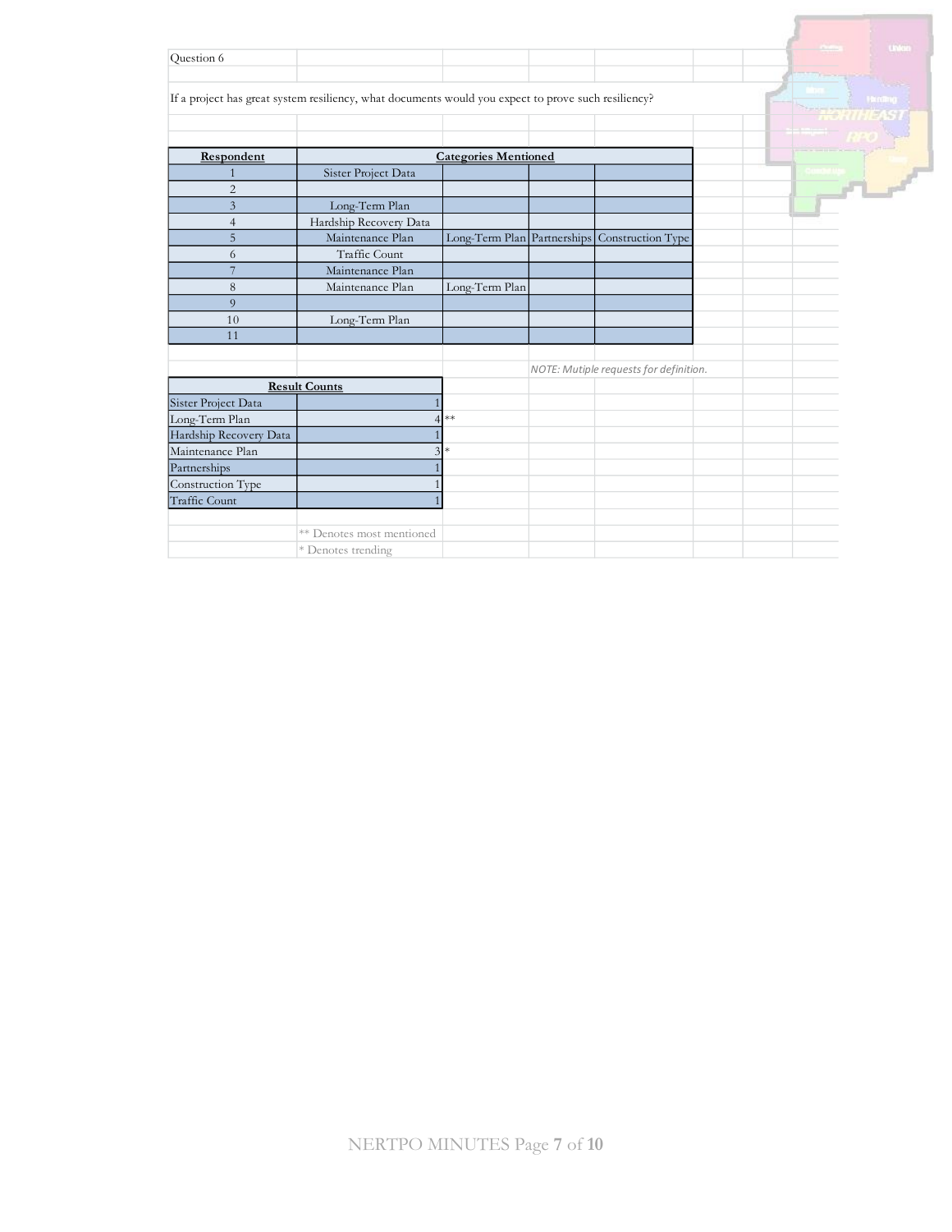Question 6

If a project has great system resiliency, what documents would you expect to prove such resiliency?

| Respondent | Categories Mentioned | | | |
|---|---|---|---|---|
| 1 | Sister Project Data | | | |
| 2 | | | | |
| 3 | Long-Term Plan | | | |
| 4 | Hardship Recovery Data | | | |
| 5 | Maintenance Plan | Long-Term Plan | Partnerships | Construction Type |
| 6 | Traffic Count | | | |
| 7 | Maintenance Plan | | | |
| 8 | Maintenance Plan | Long-Term Plan | | |
| 9 | | | | |
| 10 | Long-Term Plan | | | |
| 11 | | | | |

*NOTE: Mutiple requests for definition.*

| Result Counts | | |
|---|---|---|
| Sister Project Data | 1 | |
| Long-Term Plan | 4 | ** |
| Hardship Recovery Data | 1 | |
| Maintenance Plan | 3 | * |
| Partnerships | 1 | |
| Construction Type | 1 | |
| Traffic Count | 1 | |

** Denotes most mentioned

* Denotes trending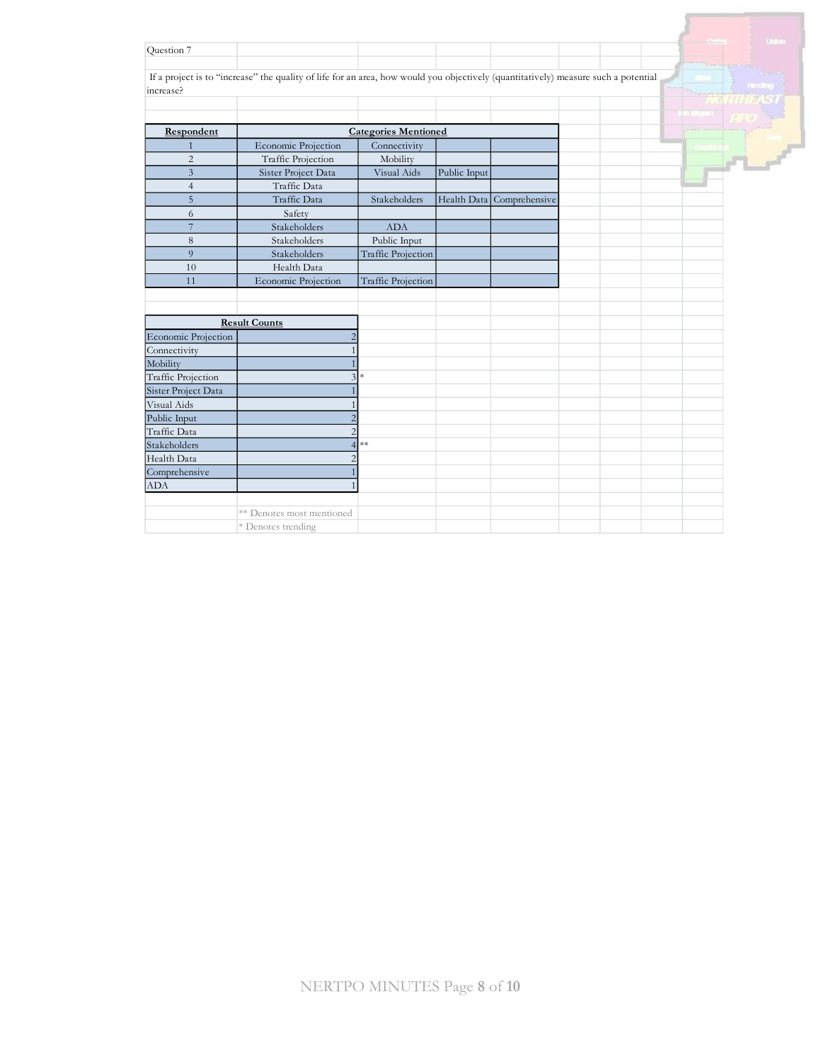Question 7

If a project is to "increase" the quality of life for an area, how would you objectively (quantitatively) measure such a potential increase?

| Respondent | Categories Mentioned | | | |
|---|---|---|---|---|
| 1 | Economic Projection | Connectivity | | |
| 2 | Traffic Projection | Mobility | | |
| 3 | Sister Project Data | Visual Aids | Public Input | |
| 4 | Traffic Data | | | |
| 5 | Traffic Data | Stakeholders | Health Data | Comprehensive |
| 6 | Safety | | | |
| 7 | Stakeholders | ADA | | |
| 8 | Stakeholders | Public Input | | |
| 9 | Stakeholders | Traffic Projection | | |
| 10 | Health Data | | | |
| 11 | Economic Projection | Traffic Projection | | |

| Result Counts | | |
|---|---|---|
| Economic Projection | 2 | |
| Connectivity | 1 | |
| Mobility | 1 | |
| Traffic Projection | 3 | * |
| Sister Project Data | 1 | |
| Visual Aids | 1 | |
| Public Input | 2 | |
| Traffic Data | 2 | |
| Stakeholders | 4 | ** |
| Health Data | 2 | |
| Comprehensive | 1 | |
| ADA | 1 | |

** Denotes most mentioned

* Denotes trending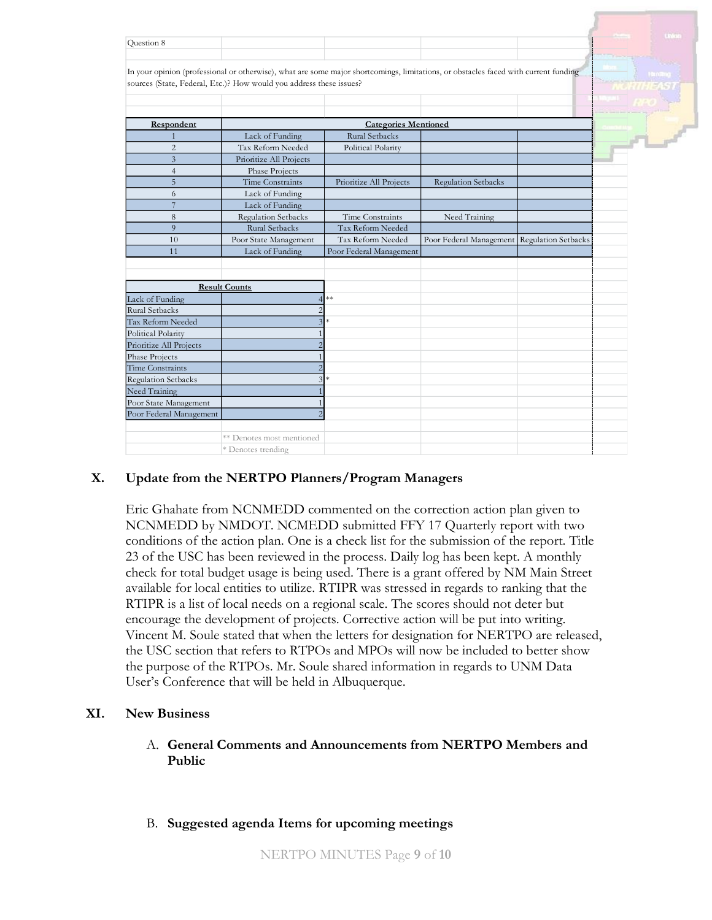Question 8

In your opinion (professional or otherwise), what are some major shortcomings, limitations, or obstacles faced with current funding sources (State, Federal, Etc.)? How would you address these issues?

| Respondent | Categories Mentioned | | | |
|---|---|---|---|---|
| 1 | Lack of Funding | Rural Setbacks | | |
| 2 | Tax Reform Needed | Political Polarity | | |
| 3 | Prioritize All Projects | | | |
| 4 | Phase Projects | | | |
| 5 | Time Constraints | Prioritize All Projects | Regulation Setbacks | |
| 6 | Lack of Funding | | | |
| 7 | Lack of Funding | | | |
| 8 | Regulation Setbacks | Time Constraints | Need Training | |
| 9 | Rural Setbacks | Tax Reform Needed | | |
| 10 | Poor State Management | Tax Reform Needed | Poor Federal Management | Regulation Setbacks |
| 11 | Lack of Funding | Poor Federal Management | | |

| Result Counts | | |
|---|---|---|
| Lack of Funding | 4 | ** |
| Rural Setbacks | 2 | |
| Tax Reform Needed | 3 | * |
| Political Polarity | 1 | |
| Prioritize All Projects | 2 | |
| Phase Projects | 1 | |
| Time Constraints | 2 | |
| Regulation Setbacks | 3 | * |
| Need Training | 1 | |
| Poor State Management | 1 | |
| Poor Federal Management | 2 | |

** Denotes most mentioned

* Denotes trending

## X. Update from the NERTPO Planners/Program Managers

Eric Ghahate from NCNMEDD commented on the correction action plan given to NCNMEDD by NMDOT. NCMEDD submitted FFY 17 Quarterly report with two conditions of the action plan. One is a check list for the submission of the report. Title 23 of the USC has been reviewed in the process. Daily log has been kept. A monthly check for total budget usage is being used. There is a grant offered by NM Main Street available for local entities to utilize. RTIPR was stressed in regards to ranking that the RTIPR is a list of local needs on a regional scale. The scores should not deter but encourage the development of projects. Corrective action will be put into writing. Vincent M. Soule stated that when the letters for designation for NERTPO are released, the USC section that refers to RTPOs and MPOs will now be included to better show the purpose of the RTPOs. Mr. Soule shared information in regards to UNM Data User's Conference that will be held in Albuquerque.

## XI. New Business

A. **General Comments and Announcements from NERTPO Members and Public**

B. **Suggested agenda Items for upcoming meetings**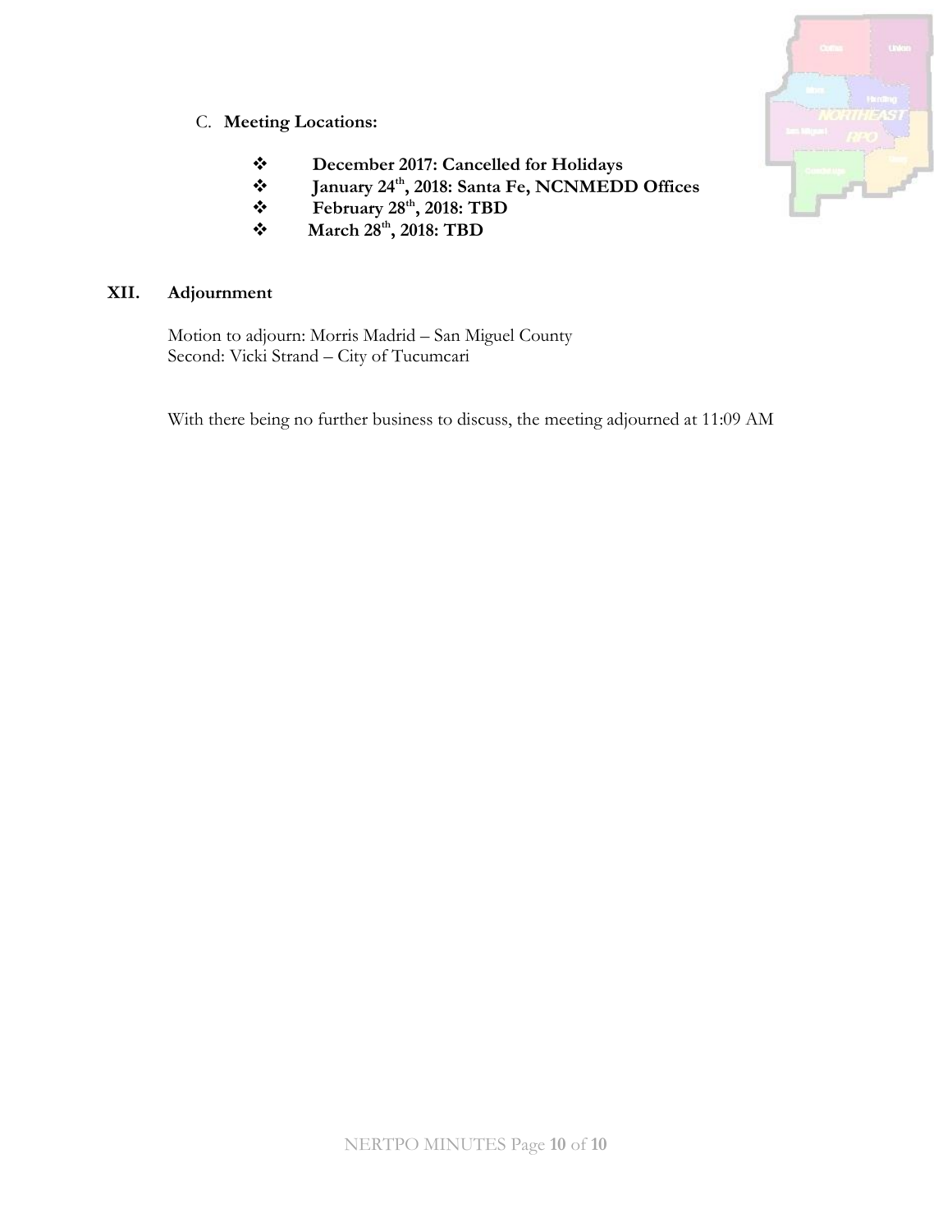C. **Meting Locations:**

- **December 2017: Cancelled for Holidays**
- **January 24th, 2018: Santa Fe, NCNMEDD Offices**
- **February 28th, 2018: TBD**
- **March 28th, 2018: TBD**

## XII. Adjournment

Motion to adjourn: Morris Madrid – San Miguel County
Second: Vicki Strand – City of Tucumcari

With there being no further business to discuss, the meeting adjourned at 11:09 AM